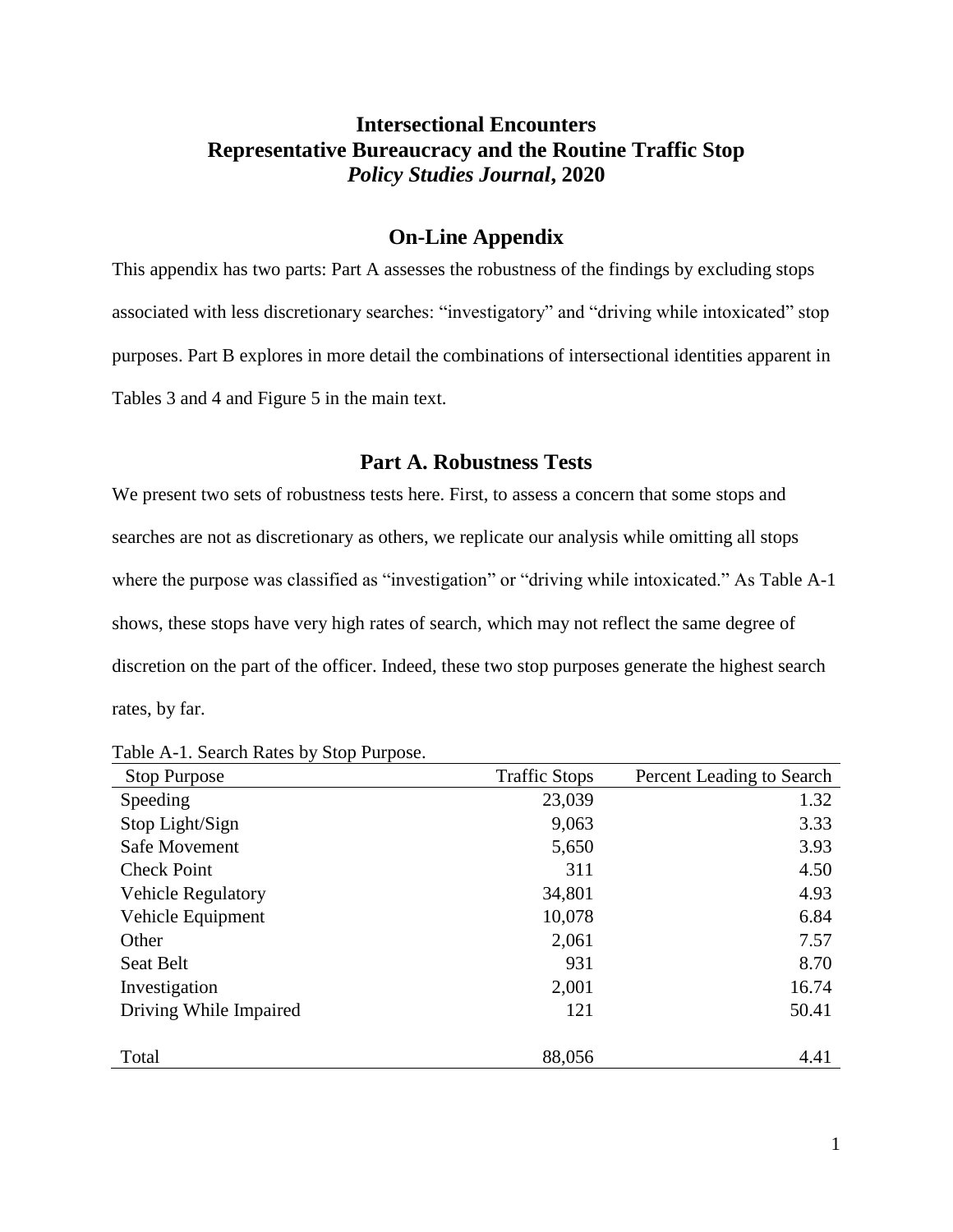# Intersectional Encounters
# Representative Bureaucracy and the Routine Traffic Stop
# *Policy Studies Journal*, 2020

## On-Line Appendix

This appendix has two parts: Part A assesses the robustness of the findings by excluding stops associated with less discretionary searches: "investigatory" and "driving while intoxicated" stop purposes. Part B explores in more detail the combinations of intersectional identities apparent in Tables 3 and 4 and Figure 5 in the main text.

## Part A. Robustness Tests

We present two sets of robustness tests here. First, to assess a concern that some stops and searches are not as discretionary as others, we replicate our analysis while omitting all stops where the purpose was classified as "investigation" or "driving while intoxicated." As Table A-1 shows, these stops have very high rates of search, which may not reflect the same degree of discretion on the part of the officer. Indeed, these two stop purposes generate the highest search rates, by far.

Table A-1. Search Rates by Stop Purpose.

| Stop Purpose | Traffic Stops | Percent Leading to Search |
|---|---|---|
| Speeding | 23,039 | 1.32 |
| Stop Light/Sign | 9,063 | 3.33 |
| Safe Movement | 5,650 | 3.93 |
| Check Point | 311 | 4.50 |
| Vehicle Regulatory | 34,801 | 4.93 |
| Vehicle Equipment | 10,078 | 6.84 |
| Other | 2,061 | 7.57 |
| Seat Belt | 931 | 8.70 |
| Investigation | 2,001 | 16.74 |
| Driving While Impaired | 121 | 50.41 |
| | | |
| Total | 88,056 | 4.41 |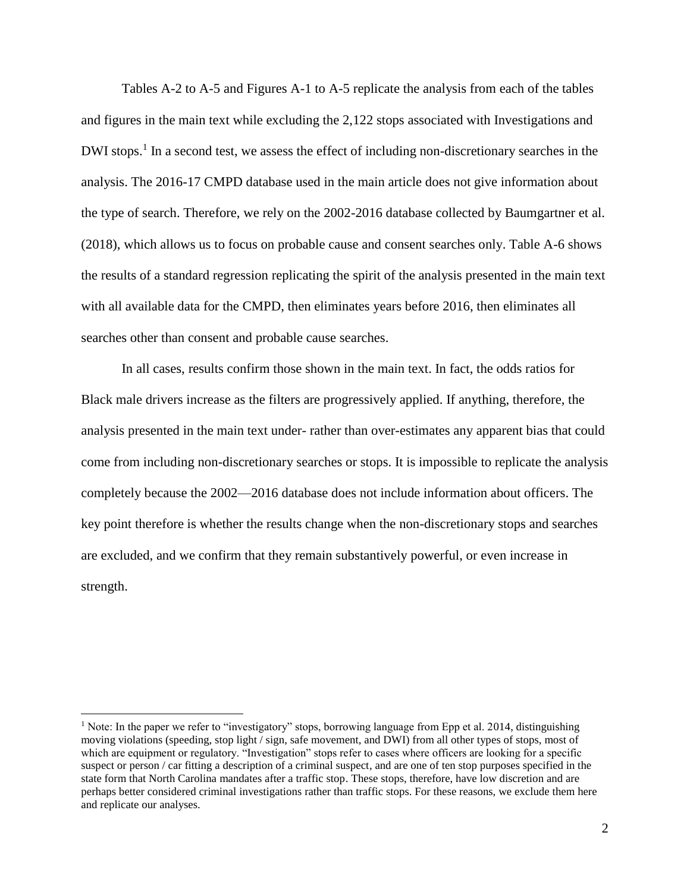Tables A-2 to A-5 and Figures A-1 to A-5 replicate the analysis from each of the tables and figures in the main text while excluding the 2,122 stops associated with Investigations and DWI stops.[1] In a second test, we assess the effect of including non-discretionary searches in the analysis. The 2016-17 CMPD database used in the main article does not give information about the type of search. Therefore, we rely on the 2002-2016 database collected by Baumgartner et al. (2018), which allows us to focus on probable cause and consent searches only. Table A-6 shows the results of a standard regression replicating the spirit of the analysis presented in the main text with all available data for the CMPD, then eliminates years before 2016, then eliminates all searches other than consent and probable cause searches.

In all cases, results confirm those shown in the main text. In fact, the odds ratios for Black male drivers increase as the filters are progressively applied. If anything, therefore, the analysis presented in the main text under- rather than over-estimates any apparent bias that could come from including non-discretionary searches or stops. It is impossible to replicate the analysis completely because the 2002—2016 database does not include information about officers. The key point therefore is whether the results change when the non-discretionary stops and searches are excluded, and we confirm that they remain substantively powerful, or even increase in strength.

[1] Note: In the paper we refer to "investigatory" stops, borrowing language from Epp et al. 2014, distinguishing moving violations (speeding, stop light / sign, safe movement, and DWI) from all other types of stops, most of which are equipment or regulatory. "Investigation" stops refer to cases where officers are looking for a specific suspect or person / car fitting a description of a criminal suspect, and are one of ten stop purposes specified in the state form that North Carolina mandates after a traffic stop. These stops, therefore, have low discretion and are perhaps better considered criminal investigations rather than traffic stops. For these reasons, we exclude them here and replicate our analyses.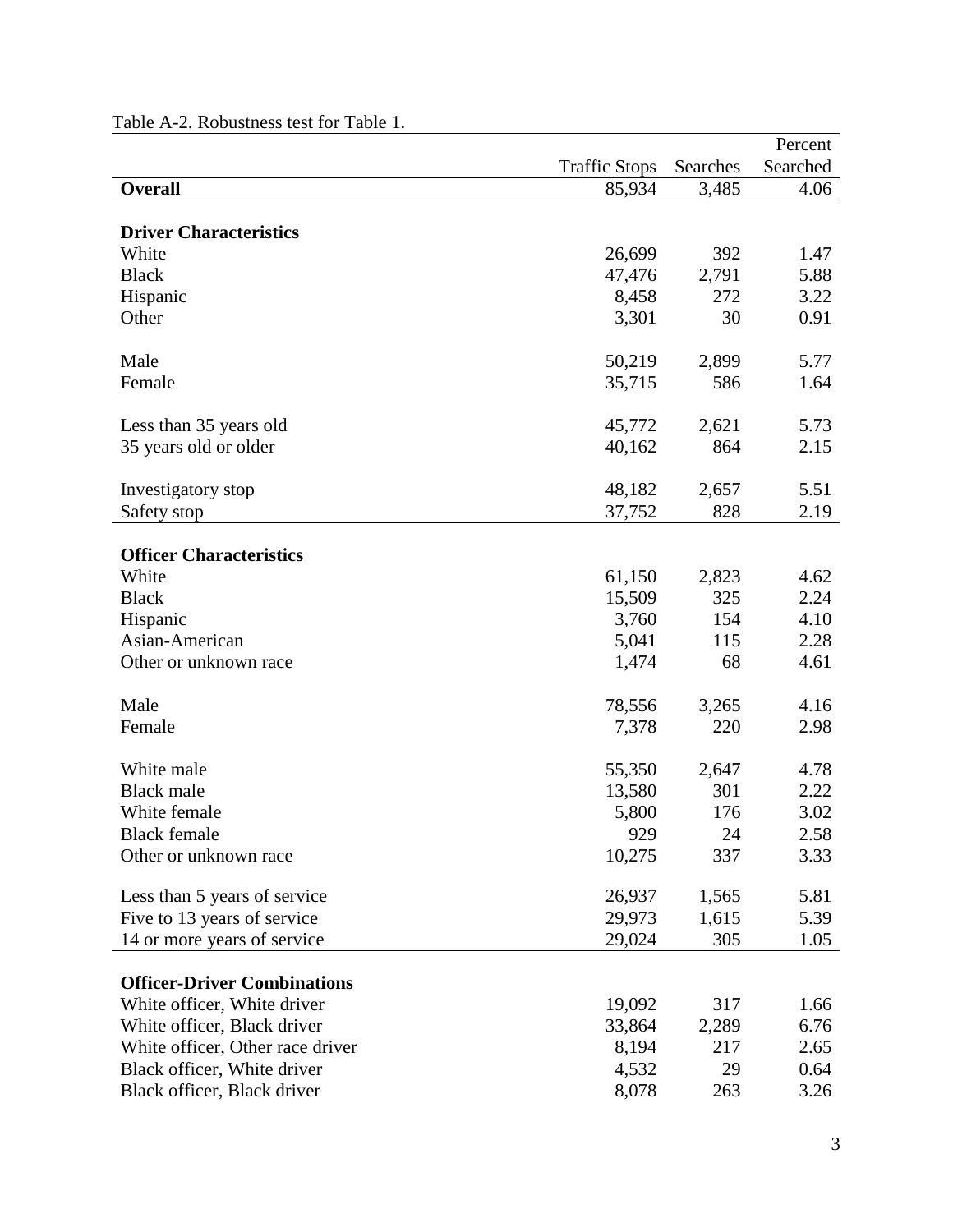Table A-2. Robustness test for Table 1.

| | Traffic Stops | Searches | Percent Searched |
|---|---|---|---|
| **Overall** | 85,934 | 3,485 | 4.06 |
| | | | |
| **Driver Characteristics** | | | |
| White | 26,699 | 392 | 1.47 |
| Black | 47,476 | 2,791 | 5.88 |
| Hispanic | 8,458 | 272 | 3.22 |
| Other | 3,301 | 30 | 0.91 |
| | | | |
| Male | 50,219 | 2,899 | 5.77 |
| Female | 35,715 | 586 | 1.64 |
| | | | |
| Less than 35 years old | 45,772 | 2,621 | 5.73 |
| 35 years old or older | 40,162 | 864 | 2.15 |
| | | | |
| Investigatory stop | 48,182 | 2,657 | 5.51 |
| Safety stop | 37,752 | 828 | 2.19 |
| | | | |
| **Officer Characteristics** | | | |
| White | 61,150 | 2,823 | 4.62 |
| Black | 15,509 | 325 | 2.24 |
| Hispanic | 3,760 | 154 | 4.10 |
| Asian-American | 5,041 | 115 | 2.28 |
| Other or unknown race | 1,474 | 68 | 4.61 |
| | | | |
| Male | 78,556 | 3,265 | 4.16 |
| Female | 7,378 | 220 | 2.98 |
| | | | |
| White male | 55,350 | 2,647 | 4.78 |
| Black male | 13,580 | 301 | 2.22 |
| White female | 5,800 | 176 | 3.02 |
| Black female | 929 | 24 | 2.58 |
| Other or unknown race | 10,275 | 337 | 3.33 |
| | | | |
| Less than 5 years of service | 26,937 | 1,565 | 5.81 |
| Five to 13 years of service | 29,973 | 1,615 | 5.39 |
| 14 or more years of service | 29,024 | 305 | 1.05 |
| | | | |
| **Officer-Driver Combinations** | | | |
| White officer, White driver | 19,092 | 317 | 1.66 |
| White officer, Black driver | 33,864 | 2,289 | 6.76 |
| White officer, Other race driver | 8,194 | 217 | 2.65 |
| Black officer, White driver | 4,532 | 29 | 0.64 |
| Black officer, Black driver | 8,078 | 263 | 3.26 |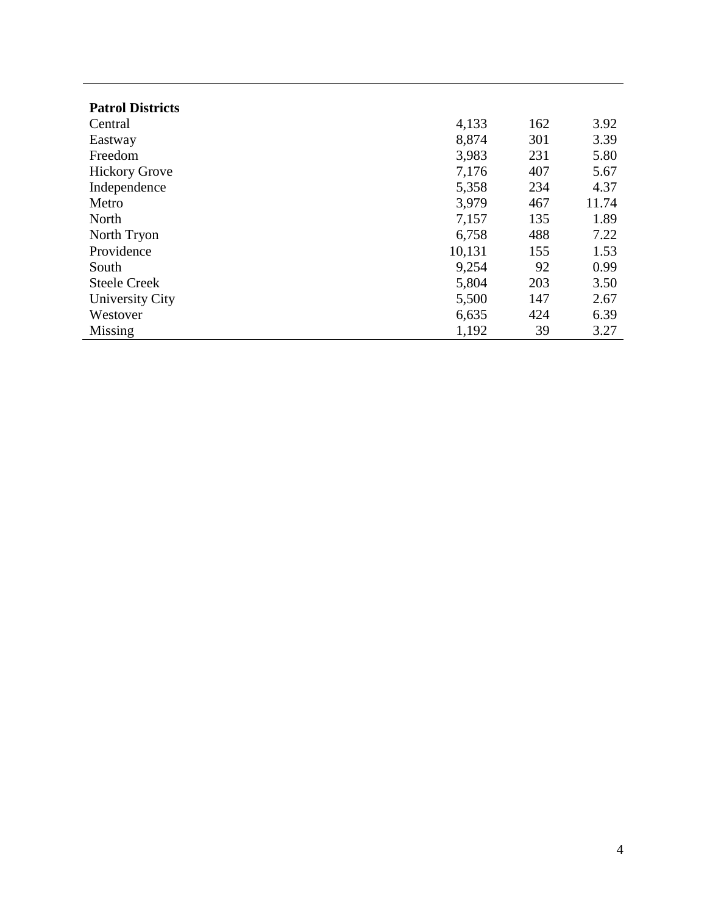| | | | |
|---|---|---|---|
| **Patrol Districts** | | | |
| Central | 4,133 | 162 | 3.92 |
| Eastway | 8,874 | 301 | 3.39 |
| Freedom | 3,983 | 231 | 5.80 |
| Hickory Grove | 7,176 | 407 | 5.67 |
| Independence | 5,358 | 234 | 4.37 |
| Metro | 3,979 | 467 | 11.74 |
| North | 7,157 | 135 | 1.89 |
| North Tryon | 6,758 | 488 | 7.22 |
| Providence | 10,131 | 155 | 1.53 |
| South | 9,254 | 92 | 0.99 |
| Steele Creek | 5,804 | 203 | 3.50 |
| University City | 5,500 | 147 | 2.67 |
| Westover | 6,635 | 424 | 6.39 |
| Missing | 1,192 | 39 | 3.27 |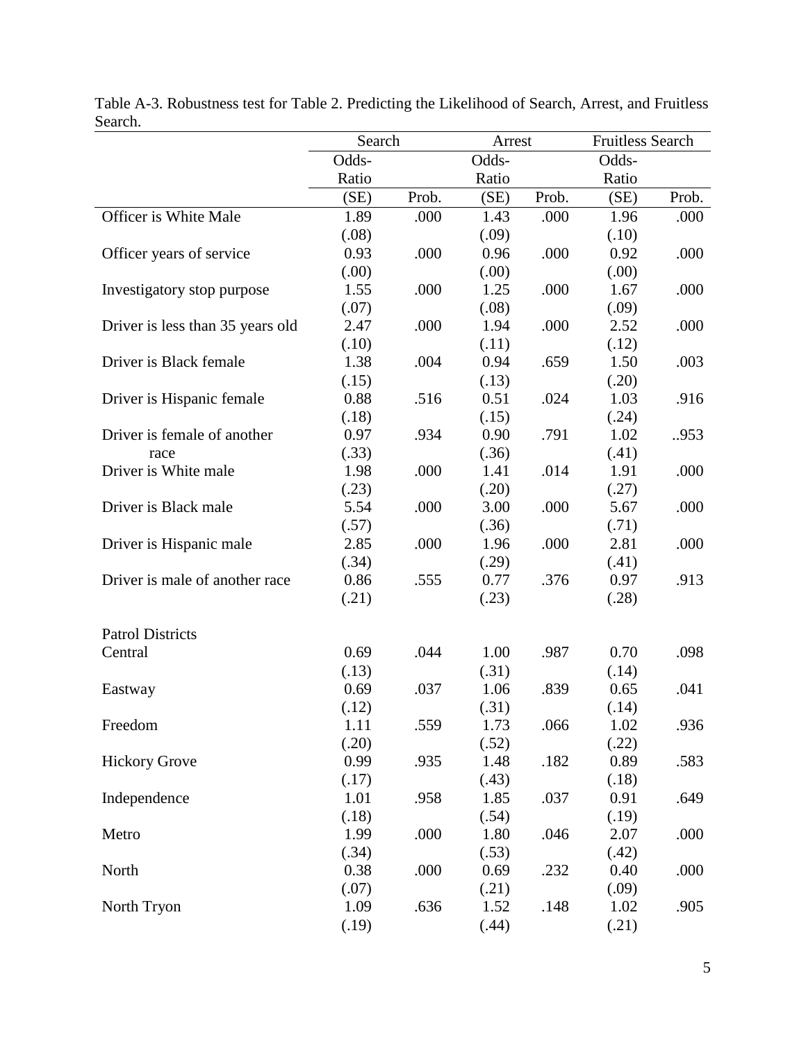Table A-3. Robustness test for Table 2. Predicting the Likelihood of Search, Arrest, and Fruitless Search.

| | Search | | Arrest | | Fruitless Search | |
|---|---|---|---|---|---|---|
| | Odds-Ratio (SE) | Prob. | Odds-Ratio (SE) | Prob. | Odds-Ratio (SE) | Prob. |
| Officer is White Male | 1.89 (.08) | .000 | 1.43 (.09) | .000 | 1.96 (.10) | .000 |
| Officer years of service | 0.93 (.00) | .000 | 0.96 (.00) | .000 | 0.92 (.00) | .000 |
| Investigatory stop purpose | 1.55 (.07) | .000 | 1.25 (.08) | .000 | 1.67 (.09) | .000 |
| Driver is less than 35 years old | 2.47 (.10) | .000 | 1.94 (.11) | .000 | 2.52 (.12) | .000 |
| Driver is Black female | 1.38 (.15) | .004 | 0.94 (.13) | .659 | 1.50 (.20) | .003 |
| Driver is Hispanic female | 0.88 (.18) | .516 | 0.51 (.15) | .024 | 1.03 (.24) | .916 |
| Driver is female of another race | 0.97 (.33) | .934 | 0.90 (.36) | .791 | 1.02 (.41) | ..953 |
| Driver is White male | 1.98 (.23) | .000 | 1.41 (.20) | .014 | 1.91 (.27) | .000 |
| Driver is Black male | 5.54 (.57) | .000 | 3.00 (.36) | .000 | 5.67 (.71) | .000 |
| Driver is Hispanic male | 2.85 (.34) | .000 | 1.96 (.29) | .000 | 2.81 (.41) | .000 |
| Driver is male of another race | 0.86 (.21) | .555 | 0.77 (.23) | .376 | 0.97 (.28) | .913 |
| Patrol Districts | | | | | | |
| Central | 0.69 (.13) | .044 | 1.00 (.31) | .987 | 0.70 (.14) | .098 |
| Eastway | 0.69 (.12) | .037 | 1.06 (.31) | .839 | 0.65 (.14) | .041 |
| Freedom | 1.11 (.20) | .559 | 1.73 (.52) | .066 | 1.02 (.22) | .936 |
| Hickory Grove | 0.99 (.17) | .935 | 1.48 (.43) | .182 | 0.89 (.18) | .583 |
| Independence | 1.01 (.18) | .958 | 1.85 (.54) | .037 | 0.91 (.19) | .649 |
| Metro | 1.99 (.34) | .000 | 1.80 (.53) | .046 | 2.07 (.42) | .000 |
| North | 0.38 (.07) | .000 | 0.69 (.21) | .232 | 0.40 (.09) | .000 |
| North Tryon | 1.09 (.19) | .636 | 1.52 (.44) | .148 | 1.02 (.21) | .905 |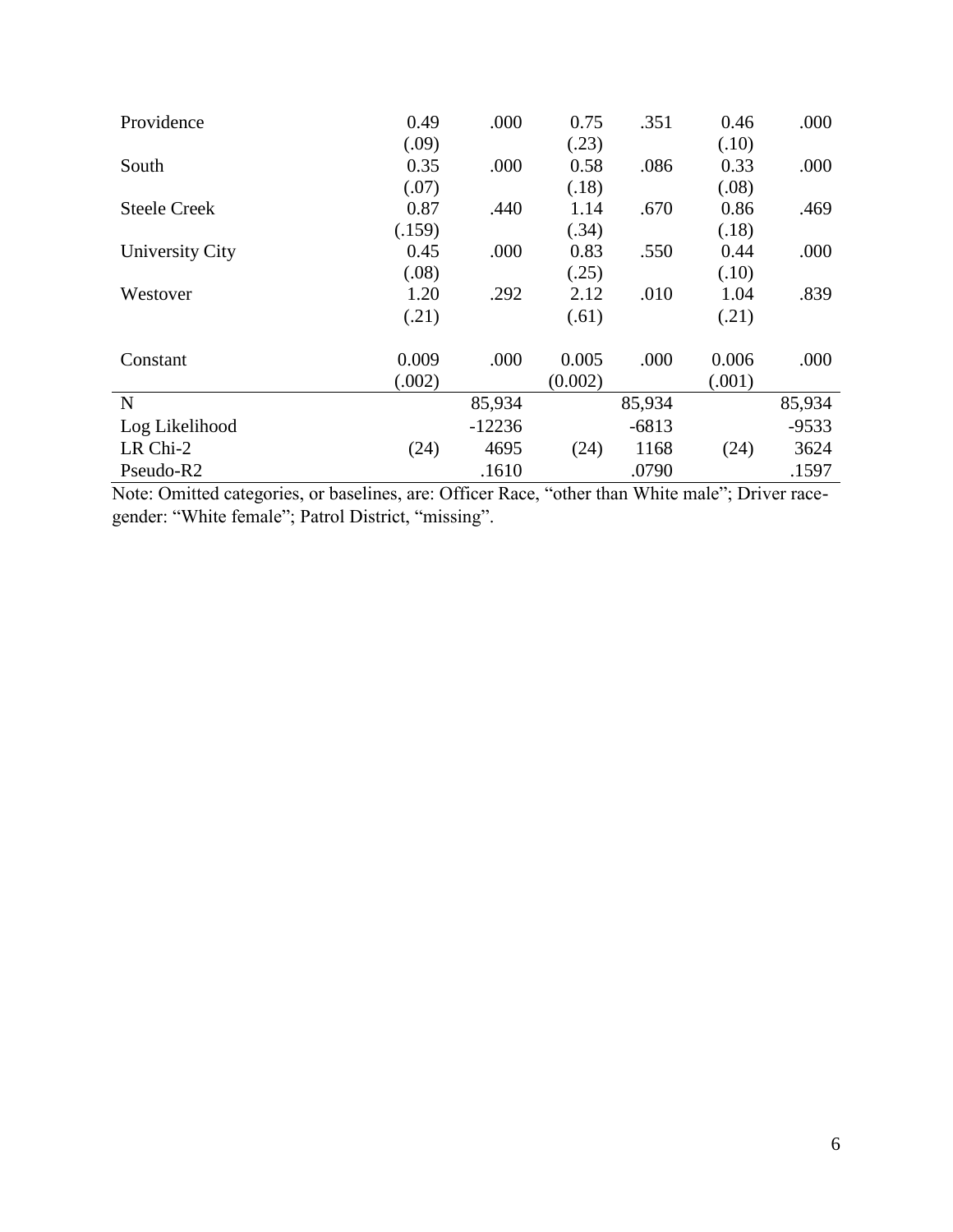| | | | | | | |
|---|---|---|---|---|---|---|
| Providence | 0.49 | .000 | 0.75 | .351 | 0.46 | .000 |
| | (.09) | | (.23) | | (.10) | |
| South | 0.35 | .000 | 0.58 | .086 | 0.33 | .000 |
| | (.07) | | (.18) | | (.08) | |
| Steele Creek | 0.87 | .440 | 1.14 | .670 | 0.86 | .469 |
| | (.159) | | (.34) | | (.18) | |
| University City | 0.45 | .000 | 0.83 | .550 | 0.44 | .000 |
| | (.08) | | (.25) | | (.10) | |
| Westover | 1.20 | .292 | 2.12 | .010 | 1.04 | .839 |
| | (.21) | | (.61) | | (.21) | |
| Constant | 0.009 | .000 | 0.005 | .000 | 0.006 | .000 |
| | (.002) | | (0.002) | | (.001) | |
| N | | 85,934 | | 85,934 | | 85,934 |
| Log Likelihood | | -12236 | | -6813 | | -9533 |
| LR Chi-2 | (24) | 4695 | (24) | 1168 | (24) | 3624 |
| Pseudo-R2 | | .1610 | | .0790 | | .1597 |

Note: Omitted categories, or baselines, are: Officer Race, "other than White male"; Driver race-gender: "White female"; Patrol District, "missing".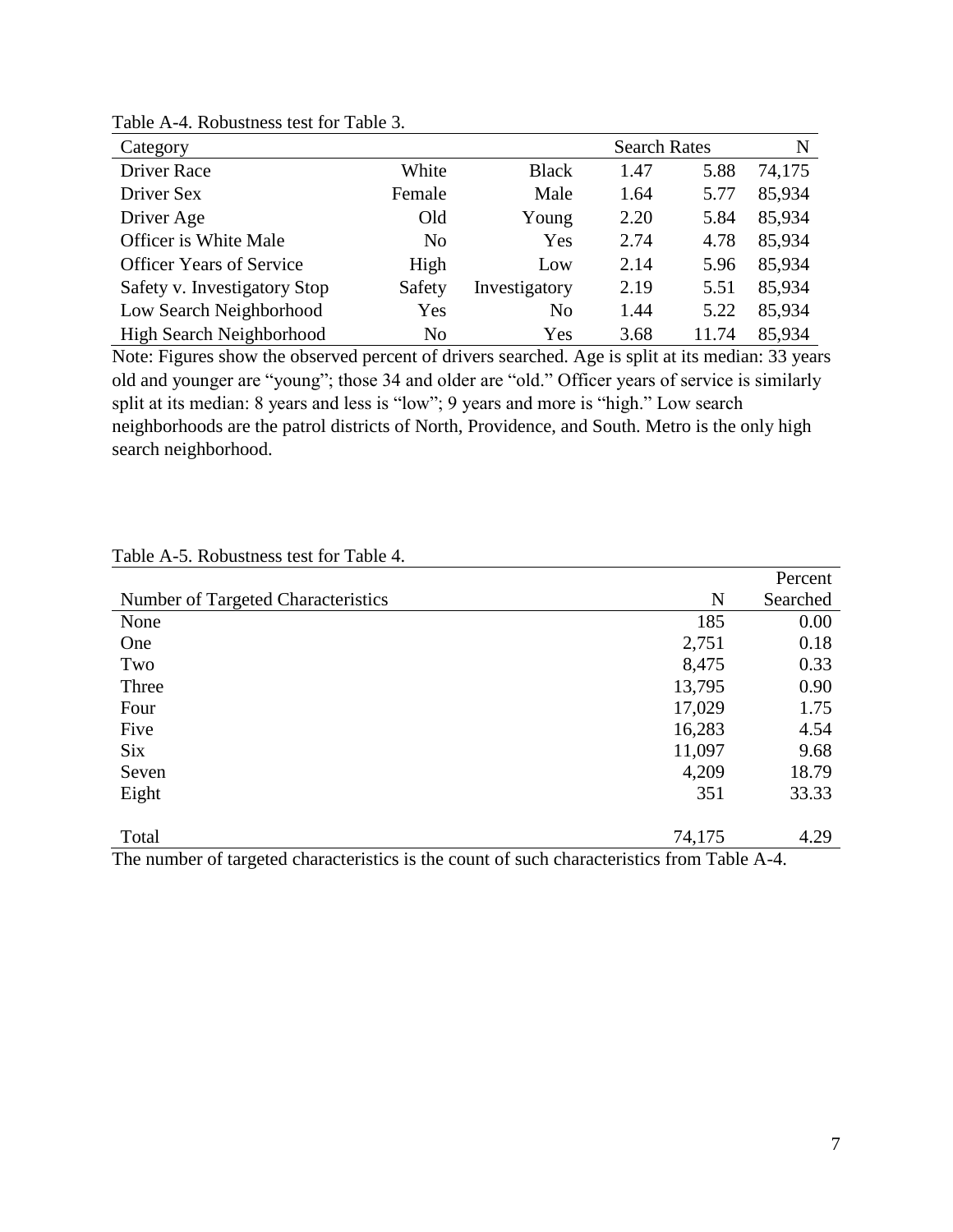Table A-4. Robustness test for Table 3.

| Category | | | Search Rates | | N |
|---|---|---|---|---|---|
| Driver Race | White | Black | 1.47 | 5.88 | 74,175 |
| Driver Sex | Female | Male | 1.64 | 5.77 | 85,934 |
| Driver Age | Old | Young | 2.20 | 5.84 | 85,934 |
| Officer is White Male | No | Yes | 2.74 | 4.78 | 85,934 |
| Officer Years of Service | High | Low | 2.14 | 5.96 | 85,934 |
| Safety v. Investigatory Stop | Safety | Investigatory | 2.19 | 5.51 | 85,934 |
| Low Search Neighborhood | Yes | No | 1.44 | 5.22 | 85,934 |
| High Search Neighborhood | No | Yes | 3.68 | 11.74 | 85,934 |

Note: Figures show the observed percent of drivers searched. Age is split at its median: 33 years old and younger are "young"; those 34 and older are "old." Officer years of service is similarly split at its median: 8 years and less is "low"; 9 years and more is "high." Low search neighborhoods are the patrol districts of North, Providence, and South. Metro is the only high search neighborhood.

Table A-5. Robustness test for Table 4.

| Number of Targeted Characteristics | N | Percent Searched |
|---|---|---|
| None | 185 | 0.00 |
| One | 2,751 | 0.18 |
| Two | 8,475 | 0.33 |
| Three | 13,795 | 0.90 |
| Four | 17,029 | 1.75 |
| Five | 16,283 | 4.54 |
| Six | 11,097 | 9.68 |
| Seven | 4,209 | 18.79 |
| Eight | 351 | 33.33 |
| Total | 74,175 | 4.29 |

The number of targeted characteristics is the count of such characteristics from Table A-4.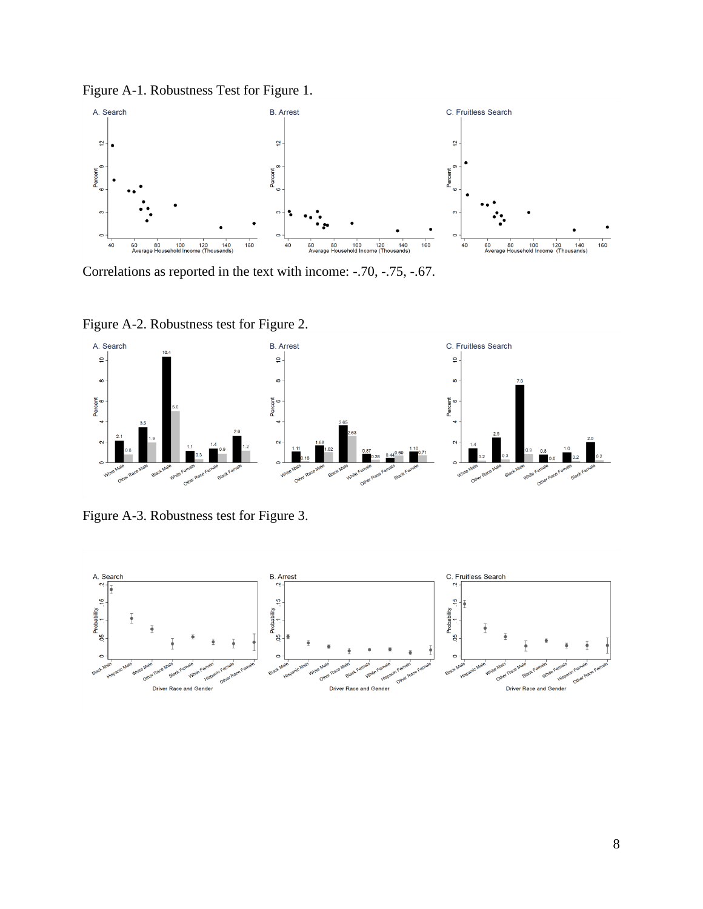Figure A-1. Robustness Test for Figure 1.

Correlations as reported in the text with income: -.70, -.75, -.67.

Figure A-2. Robustness test for Figure 2.

Figure A-3. Robustness test for Figure 3.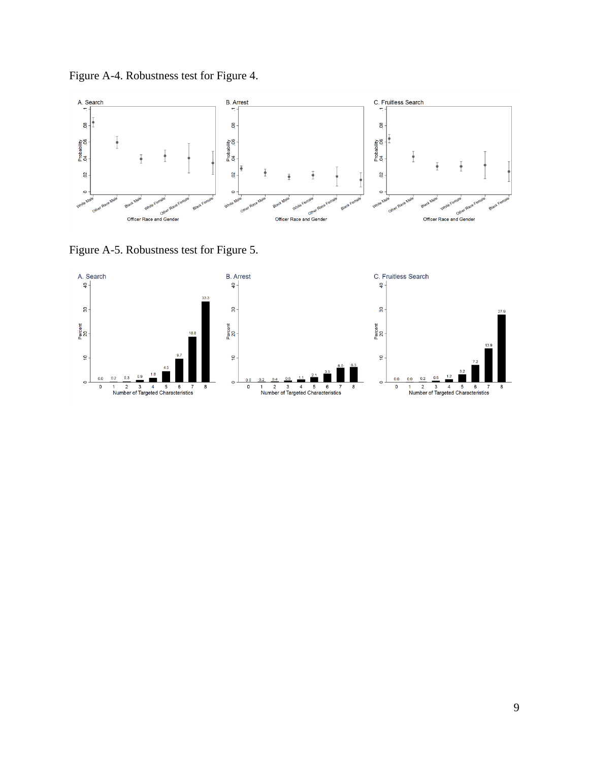Figure A-4. Robustness test for Figure 4.

Figure A-5. Robustness test for Figure 5.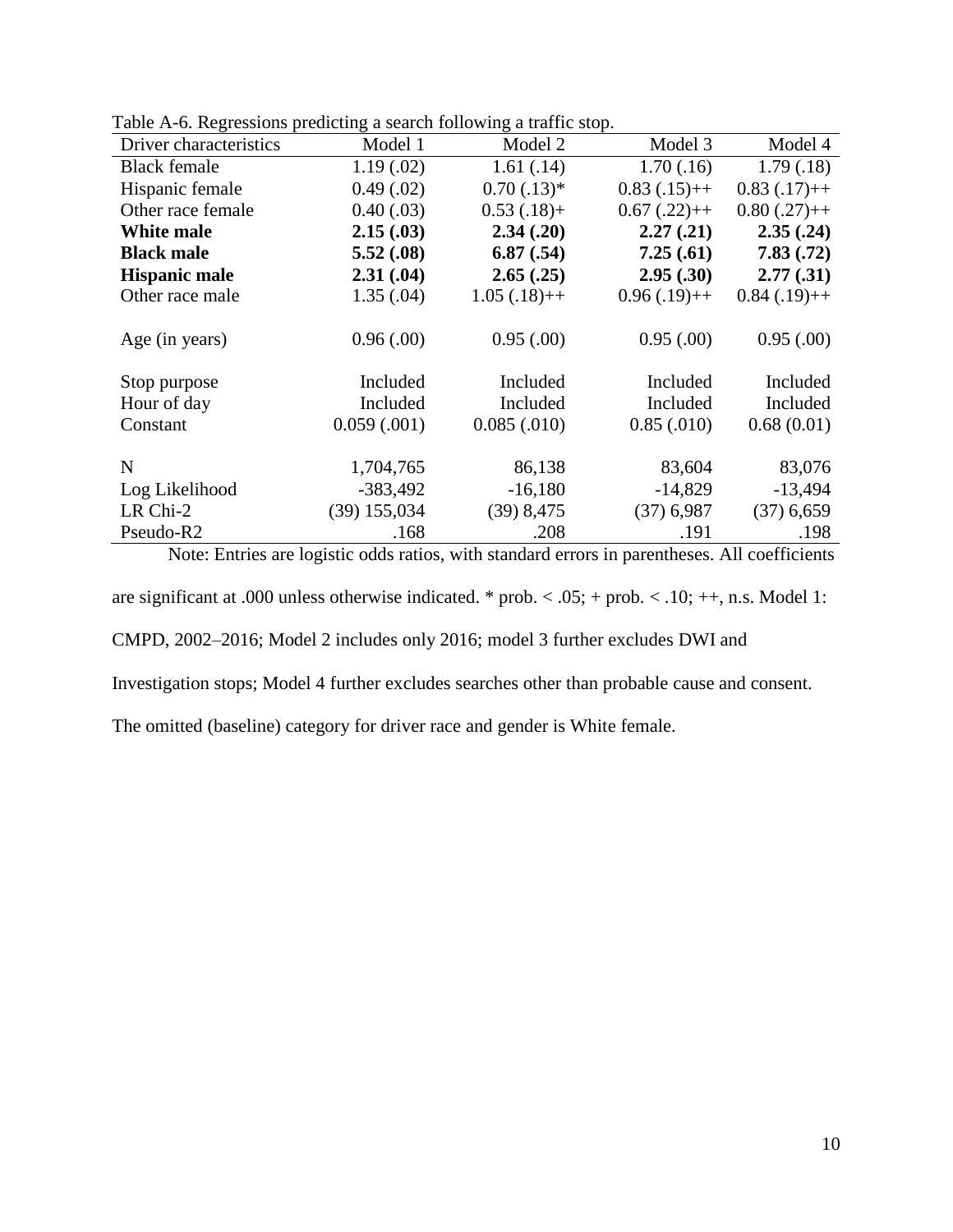Table A-6. Regressions predicting a search following a traffic stop.

| Driver characteristics | Model 1 | Model 2 | Model 3 | Model 4 |
|---|---|---|---|---|
| Black female | 1.19 (.02) | 1.61 (.14) | 1.70 (.16) | 1.79 (.18) |
| Hispanic female | 0.49 (.02) | 0.70 (.13)* | 0.83 (.15)++ | 0.83 (.17)++ |
| Other race female | 0.40 (.03) | 0.53 (.18)+ | 0.67 (.22)++ | 0.80 (.27)++ |
| **White male** | **2.15 (.03)** | **2.34 (.20)** | **2.27 (.21)** | **2.35 (.24)** |
| **Black male** | **5.52 (.08)** | **6.87 (.54)** | **7.25 (.61)** | **7.83 (.72)** |
| **Hispanic male** | **2.31 (.04)** | **2.65 (.25)** | **2.95 (.30)** | **2.77 (.31)** |
| Other race male | 1.35 (.04) | 1.05 (.18)++ | 0.96 (.19)++ | 0.84 (.19)++ |
| | | | | |
| Age (in years) | 0.96 (.00) | 0.95 (.00) | 0.95 (.00) | 0.95 (.00) |
| | | | | |
| Stop purpose | Included | Included | Included | Included |
| Hour of day | Included | Included | Included | Included |
| Constant | 0.059 (.001) | 0.085 (.010) | 0.85 (.010) | 0.68 (0.01) |
| | | | | |
| N | 1,704,765 | 86,138 | 83,604 | 83,076 |
| Log Likelihood | -383,492 | -16,180 | -14,829 | -13,494 |
| LR Chi-2 | (39) 155,034 | (39) 8,475 | (37) 6,987 | (37) 6,659 |
| Pseudo-R2 | .168 | .208 | .191 | .198 |

Note: Entries are logistic odds ratios, with standard errors in parentheses. All coefficients are significant at .000 unless otherwise indicated. * prob. < .05; + prob. < .10; ++, n.s. Model 1: CMPD, 2002–2016; Model 2 includes only 2016; model 3 further excludes DWI and Investigation stops; Model 4 further excludes searches other than probable cause and consent. The omitted (baseline) category for driver race and gender is White female.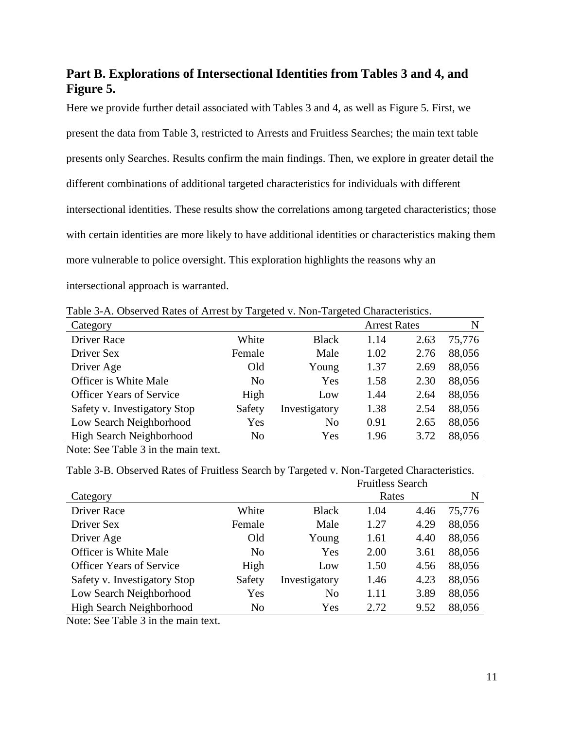## Part B. Explorations of Intersectional Identities from Tables 3 and 4, and Figure 5.

Here we provide further detail associated with Tables 3 and 4, as well as Figure 5. First, we present the data from Table 3, restricted to Arrests and Fruitless Searches; the main text table presents only Searches. Results confirm the main findings. Then, we explore in greater detail the different combinations of additional targeted characteristics for individuals with different intersectional identities. These results show the correlations among targeted characteristics; those with certain identities are more likely to have additional identities or characteristics making them more vulnerable to police oversight. This exploration highlights the reasons why an intersectional approach is warranted.

Table 3-A. Observed Rates of Arrest by Targeted v. Non-Targeted Characteristics.

| Category | | | Arrest Rates | | N |
|---|---|---|---|---|---|
| Driver Race | White | Black | 1.14 | 2.63 | 75,776 |
| Driver Sex | Female | Male | 1.02 | 2.76 | 88,056 |
| Driver Age | Old | Young | 1.37 | 2.69 | 88,056 |
| Officer is White Male | No | Yes | 1.58 | 2.30 | 88,056 |
| Officer Years of Service | High | Low | 1.44 | 2.64 | 88,056 |
| Safety v. Investigatory Stop | Safety | Investigatory | 1.38 | 2.54 | 88,056 |
| Low Search Neighborhood | Yes | No | 0.91 | 2.65 | 88,056 |
| High Search Neighborhood | No | Yes | 1.96 | 3.72 | 88,056 |

Note: See Table 3 in the main text.

Table 3-B. Observed Rates of Fruitless Search by Targeted v. Non-Targeted Characteristics.

| Category | | | Fruitless Search Rates | | N |
|---|---|---|---|---|---|
| Driver Race | White | Black | 1.04 | 4.46 | 75,776 |
| Driver Sex | Female | Male | 1.27 | 4.29 | 88,056 |
| Driver Age | Old | Young | 1.61 | 4.40 | 88,056 |
| Officer is White Male | No | Yes | 2.00 | 3.61 | 88,056 |
| Officer Years of Service | High | Low | 1.50 | 4.56 | 88,056 |
| Safety v. Investigatory Stop | Safety | Investigatory | 1.46 | 4.23 | 88,056 |
| Low Search Neighborhood | Yes | No | 1.11 | 3.89 | 88,056 |
| High Search Neighborhood | No | Yes | 2.72 | 9.52 | 88,056 |

Note: See Table 3 in the main text.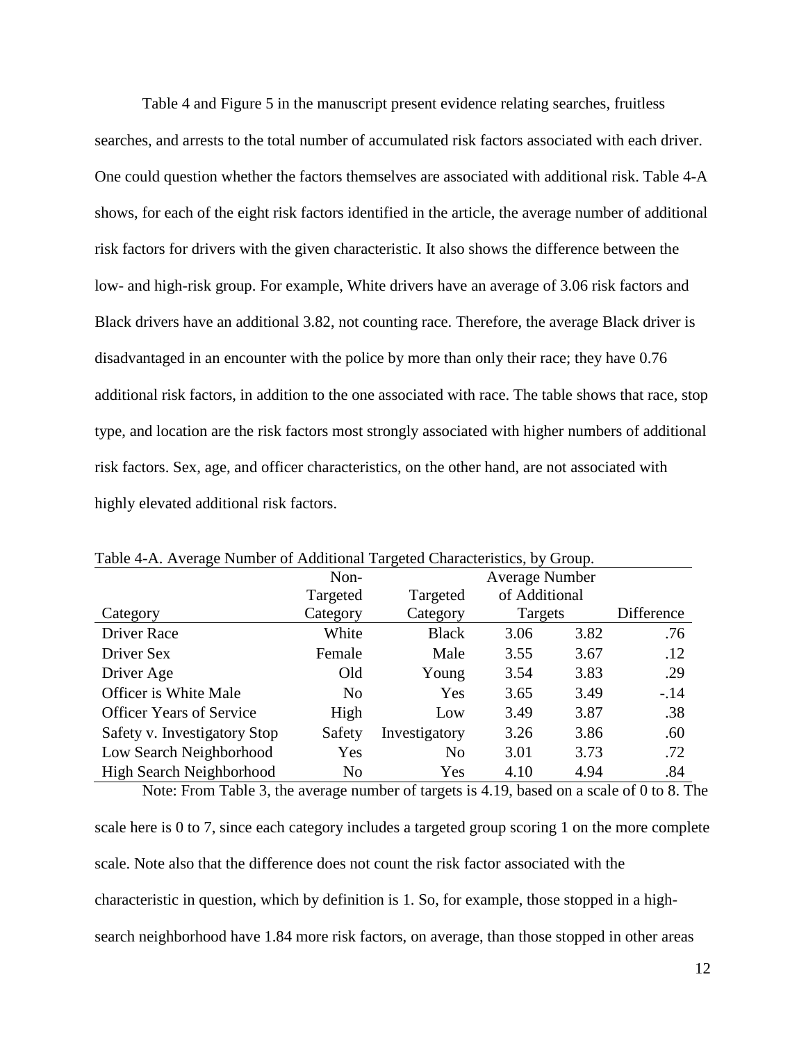Table 4 and Figure 5 in the manuscript present evidence relating searches, fruitless searches, and arrests to the total number of accumulated risk factors associated with each driver. One could question whether the factors themselves are associated with additional risk. Table 4-A shows, for each of the eight risk factors identified in the article, the average number of additional risk factors for drivers with the given characteristic. It also shows the difference between the low- and high-risk group. For example, White drivers have an average of 3.06 risk factors and Black drivers have an additional 3.82, not counting race. Therefore, the average Black driver is disadvantaged in an encounter with the police by more than only their race; they have 0.76 additional risk factors, in addition to the one associated with race. The table shows that race, stop type, and location are the risk factors most strongly associated with higher numbers of additional risk factors. Sex, age, and officer characteristics, on the other hand, are not associated with highly elevated additional risk factors.

Table 4-A. Average Number of Additional Targeted Characteristics, by Group.

| Category | Non-Targeted Category | Targeted Category | Average Number of Additional Targets | | Difference |
|---|---|---|---|---|---|
| Driver Race | White | Black | 3.06 | 3.82 | .76 |
| Driver Sex | Female | Male | 3.55 | 3.67 | .12 |
| Driver Age | Old | Young | 3.54 | 3.83 | .29 |
| Officer is White Male | No | Yes | 3.65 | 3.49 | -.14 |
| Officer Years of Service | High | Low | 3.49 | 3.87 | .38 |
| Safety v. Investigatory Stop | Safety | Investigatory | 3.26 | 3.86 | .60 |
| Low Search Neighborhood | Yes | No | 3.01 | 3.73 | .72 |
| High Search Neighborhood | No | Yes | 4.10 | 4.94 | .84 |

Note: From Table 3, the average number of targets is 4.19, based on a scale of 0 to 8. The scale here is 0 to 7, since each category includes a targeted group scoring 1 on the more complete scale. Note also that the difference does not count the risk factor associated with the characteristic in question, which by definition is 1. So, for example, those stopped in a high-search neighborhood have 1.84 more risk factors, on average, than those stopped in other areas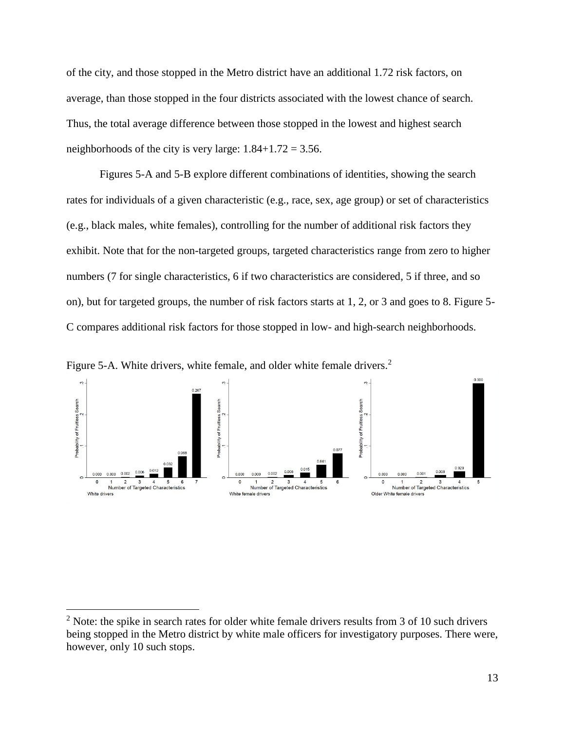of the city, and those stopped in the Metro district have an additional 1.72 risk factors, on average, than those stopped in the four districts associated with the lowest chance of search. Thus, the total average difference between those stopped in the lowest and highest search neighborhoods of the city is very large: 1.84+1.72 = 3.56.

Figures 5-A and 5-B explore different combinations of identities, showing the search rates for individuals of a given characteristic (e.g., race, sex, age group) or set of characteristics (e.g., black males, white females), controlling for the number of additional risk factors they exhibit. Note that for the non-targeted groups, targeted characteristics range from zero to higher numbers (7 for single characteristics, 6 if two characteristics are considered, 5 if three, and so on), but for targeted groups, the number of risk factors starts at 1, 2, or 3 and goes to 8. Figure 5-C compares additional risk factors for those stopped in low- and high-search neighborhoods.

Figure 5-A. White drivers, white female, and older white female drivers.[2]

[2] Note: the spike in search rates for older white female drivers results from 3 of 10 such drivers being stopped in the Metro district by white male officers for investigatory purposes. There were, however, only 10 such stops.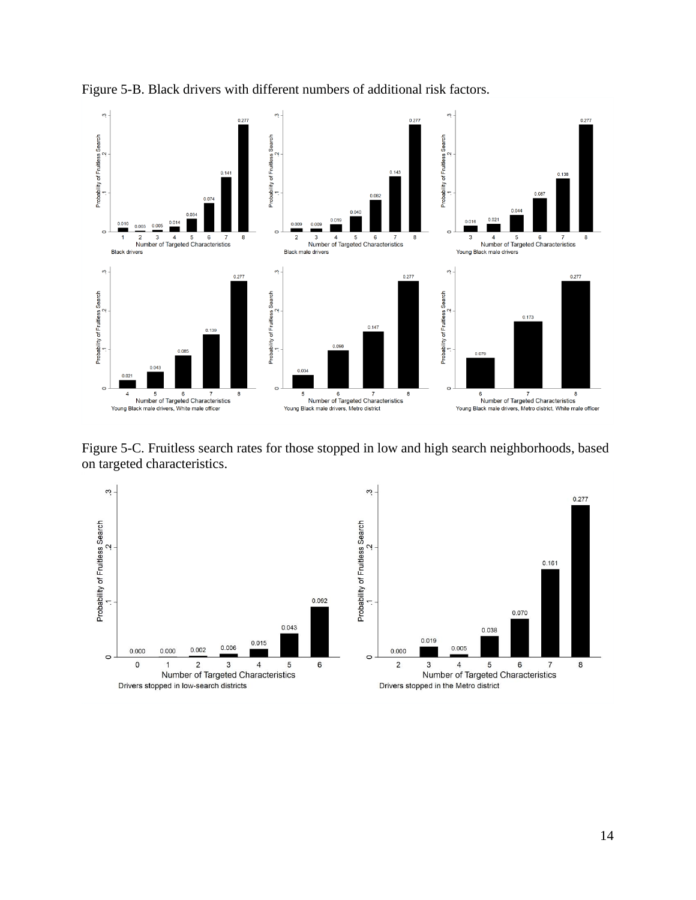Figure 5-B. Black drivers with different numbers of additional risk factors.

.3
.2
.1
0
Probability of Fruitless Search
0.010 0.003 0.005 0.014 0.034 0.074 0.141 0.277
1 2 3 4 5 6 7 8
Number of Targeted Characteristics
Black drivers

.3
.2
.1
0
Probability of Fruitless Search
0.009 0.009 0.019 0.040 0.082 0.143 0.277
2 3 4 5 6 7 8
Number of Targeted Characteristics
Black male drivers

.3
.2
.1
0
Probability of Fruitless Search
0.016 0.021 0.044 0.087 0.138 0.277
3 4 5 6 7 8
Number of Targeted Characteristics
Young Black male drivers

.3
.2
.1
0
Probability of Fruitless Search
0.021 0.043 0.085 0.139 0.277
4 5 6 7 8
Number of Targeted Characteristics
Young Black male drivers, White male officer

.3
.2
.1
0
Probability of Fruitless Search
0.034 0.098 0.147 0.277
5 6 7 8
Number of Targeted Characteristics
Young Black male drivers, Metro district

.3
.2
.1
0
Probability of Fruitless Search
0.079 0.173 0.277
6 7 8
Number of Targeted Characteristics
Young Black male drivers, Metro district, White male officer

Figure 5-C. Fruitless search rates for those stopped in low and high search neighborhoods, based on targeted characteristics.

.3
.2
.1
0
Probability of Fruitless Search
0.000 0.000 0.002 0.006 0.015 0.043 0.092
0 1 2 3 4 5 6
Number of Targeted Characteristics
Drivers stopped in low-search districts

.3
.2
.1
0
Probability of Fruitless Search
0.000 0.019 0.005 0.038 0.070 0.161 0.277
2 3 4 5 6 7 8
Number of Targeted Characteristics
Drivers stopped in the Metro district